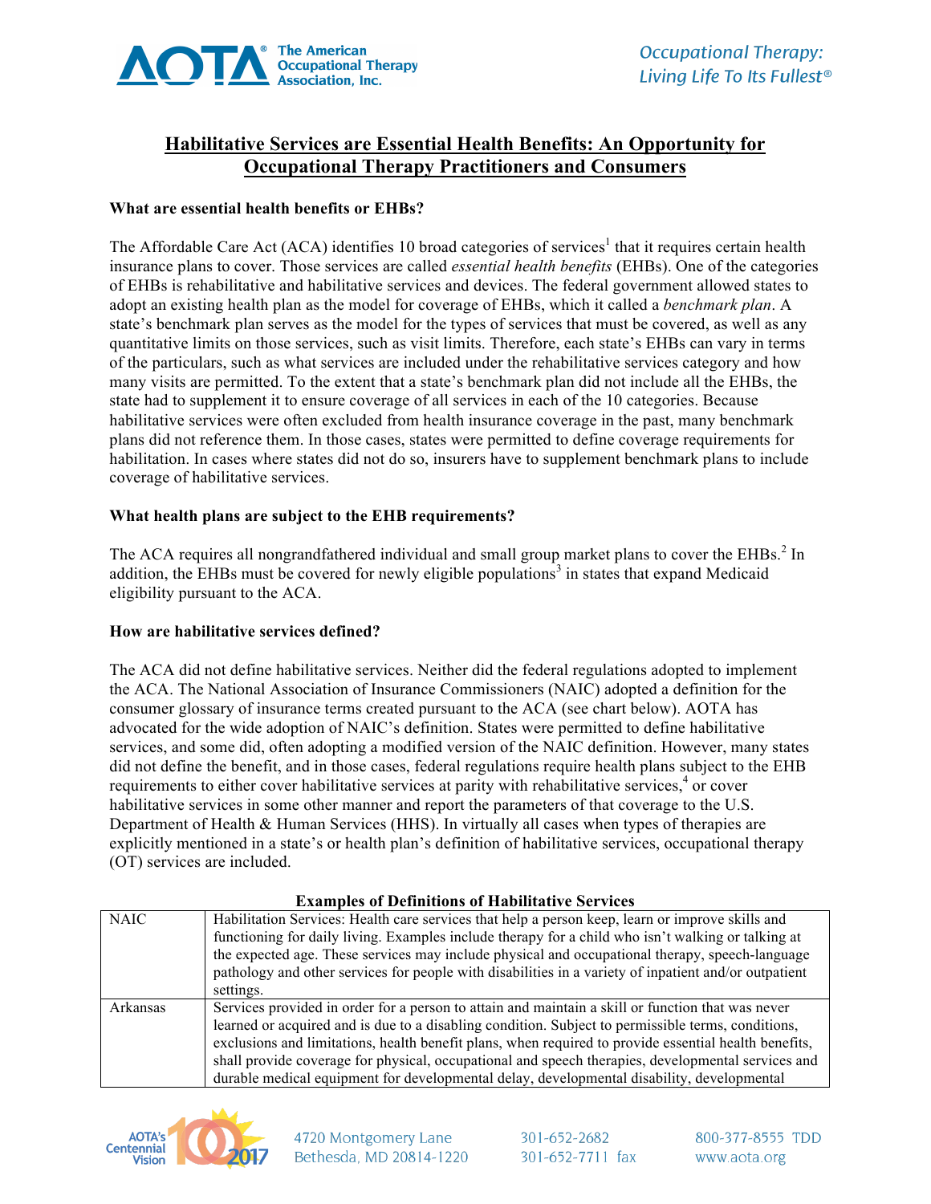# Habilitative Services are Essential Health Benefits: An Opportunity for Occupational Therapy Practitioners and Consumers

**What are essential health benefits or EHBs?**

The Affordable Care Act (ACA) identifies 10 broad categories of services[1] that it requires certain health insurance plans to cover. Those services are called *essential health benefits* (EHBs). One of the categories of EHBs is rehabilitative and habilitative services and devices. The federal government allowed states to adopt an existing health plan as the model for coverage of EHBs, which it called a *benchmark plan*. A state's benchmark plan serves as the model for the types of services that must be covered, as well as any quantitative limits on those services, such as visit limits. Therefore, each state's EHBs can vary in terms of the particulars, such as what services are included under the rehabilitative services category and how many visits are permitted. To the extent that a state's benchmark plan did not include all the EHBs, the state had to supplement it to ensure coverage of all services in each of the 10 categories. Because habilitative services were often excluded from health insurance coverage in the past, many benchmark plans did not reference them. In those cases, states were permitted to define coverage requirements for habilitation. In cases where states did not do so, insurers have to supplement benchmark plans to include coverage of habilitative services.

**What health plans are subject to the EHB requirements?**

The ACA requires all nongrandfathered individual and small group market plans to cover the EHBs.[2] In addition, the EHBs must be covered for newly eligible populations[3] in states that expand Medicaid eligibility pursuant to the ACA.

**How are habilitative services defined?**

The ACA did not define habilitative services. Neither did the federal regulations adopted to implement the ACA. The National Association of Insurance Commissioners (NAIC) adopted a definition for the consumer glossary of insurance terms created pursuant to the ACA (see chart below). AOTA has advocated for the wide adoption of NAIC's definition. States were permitted to define habilitative services, and some did, often adopting a modified version of the NAIC definition. However, many states did not define the benefit, and in those cases, federal regulations require health plans subject to the EHB requirements to either cover habilitative services at parity with rehabilitative services,[4] or cover habilitative services in some other manner and report the parameters of that coverage to the U.S. Department of Health & Human Services (HHS). In virtually all cases when types of therapies are explicitly mentioned in a state's or health plan's definition of habilitative services, occupational therapy (OT) services are included.

**Examples of Definitions of Habilitative Services**

| | |
|---|---|
| NAIC | Habilitation Services: Health care services that help a person keep, learn or improve skills and functioning for daily living. Examples include therapy for a child who isn't walking or talking at the expected age. These services may include physical and occupational therapy, speech-language pathology and other services for people with disabilities in a variety of inpatient and/or outpatient settings. |
| Arkansas | Services provided in order for a person to attain and maintain a skill or function that was never learned or acquired and is due to a disabling condition. Subject to permissible terms, conditions, exclusions and limitations, health benefit plans, when required to provide essential health benefits, shall provide coverage for physical, occupational and speech therapies, developmental services and durable medical equipment for developmental delay, developmental disability, developmental |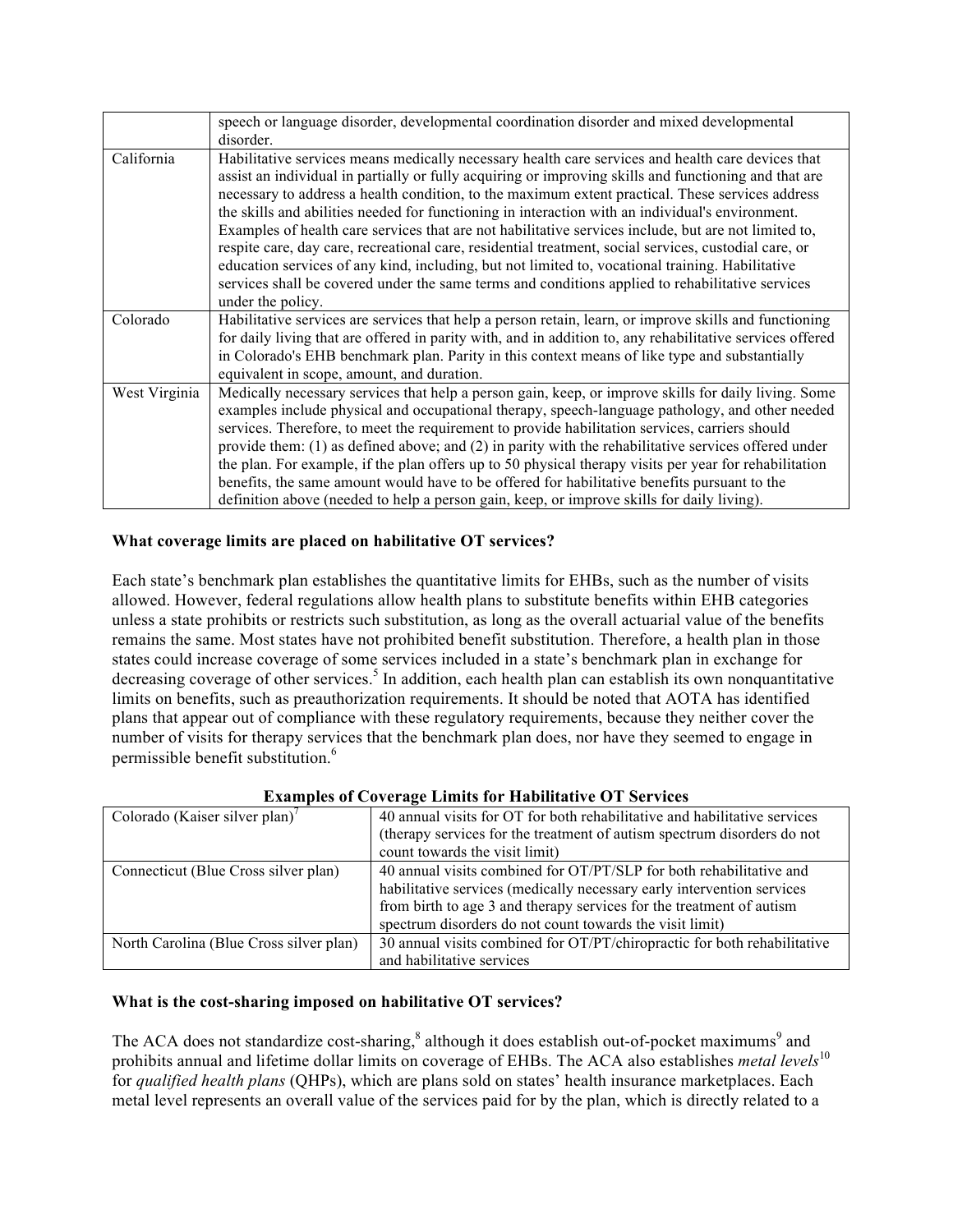| | |
|---|---|
| | speech or language disorder, developmental coordination disorder and mixed developmental disorder. |
| California | Habilitative services means medically necessary health care services and health care devices that assist an individual in partially or fully acquiring or improving skills and functioning and that are necessary to address a health condition, to the maximum extent practical. These services address the skills and abilities needed for functioning in interaction with an individual's environment. Examples of health care services that are not habilitative services include, but are not limited to, respite care, day care, recreational care, residential treatment, social services, custodial care, or education services of any kind, including, but not limited to, vocational training. Habilitative services shall be covered under the same terms and conditions applied to rehabilitative services under the policy. |
| Colorado | Habilitative services are services that help a person retain, learn, or improve skills and functioning for daily living that are offered in parity with, and in addition to, any rehabilitative services offered in Colorado's EHB benchmark plan. Parity in this context means of like type and substantially equivalent in scope, amount, and duration. |
| West Virginia | Medically necessary services that help a person gain, keep, or improve skills for daily living. Some examples include physical and occupational therapy, speech-language pathology, and other needed services. Therefore, to meet the requirement to provide habilitation services, carriers should provide them: (1) as defined above; and (2) in parity with the rehabilitative services offered under the plan. For example, if the plan offers up to 50 physical therapy visits per year for rehabilitation benefits, the same amount would have to be offered for habilitative benefits pursuant to the definition above (needed to help a person gain, keep, or improve skills for daily living). |

**What coverage limits are placed on habilitative OT services?**

Each state's benchmark plan establishes the quantitative limits for EHBs, such as the number of visits allowed. However, federal regulations allow health plans to substitute benefits within EHB categories unless a state prohibits or restricts such substitution, as long as the overall actuarial value of the benefits remains the same. Most states have not prohibited benefit substitution. Therefore, a health plan in those states could increase coverage of some services included in a state's benchmark plan in exchange for decreasing coverage of other services.[5] In addition, each health plan can establish its own nonquantitative limits on benefits, such as preauthorization requirements. It should be noted that AOTA has identified plans that appear out of compliance with these regulatory requirements, because they neither cover the number of visits for therapy services that the benchmark plan does, nor have they seemed to engage in permissible benefit substitution.[6]

**Examples of Coverage Limits for Habilitative OT Services**

| | |
|---|---|
| Colorado (Kaiser silver plan)[7] | 40 annual visits for OT for both rehabilitative and habilitative services (therapy services for the treatment of autism spectrum disorders do not count towards the visit limit) |
| Connecticut (Blue Cross silver plan) | 40 annual visits combined for OT/PT/SLP for both rehabilitative and habilitative services (medically necessary early intervention services from birth to age 3 and therapy services for the treatment of autism spectrum disorders do not count towards the visit limit) |
| North Carolina (Blue Cross silver plan) | 30 annual visits combined for OT/PT/chiropractic for both rehabilitative and habilitative services |

**What is the cost-sharing imposed on habilitative OT services?**

The ACA does not standardize cost-sharing,[8] although it does establish out-of-pocket maximums[9] and prohibits annual and lifetime dollar limits on coverage of EHBs. The ACA also establishes *metal levels*[10] for *qualified health plans* (QHPs), which are plans sold on states' health insurance marketplaces. Each metal level represents an overall value of the services paid for by the plan, which is directly related to a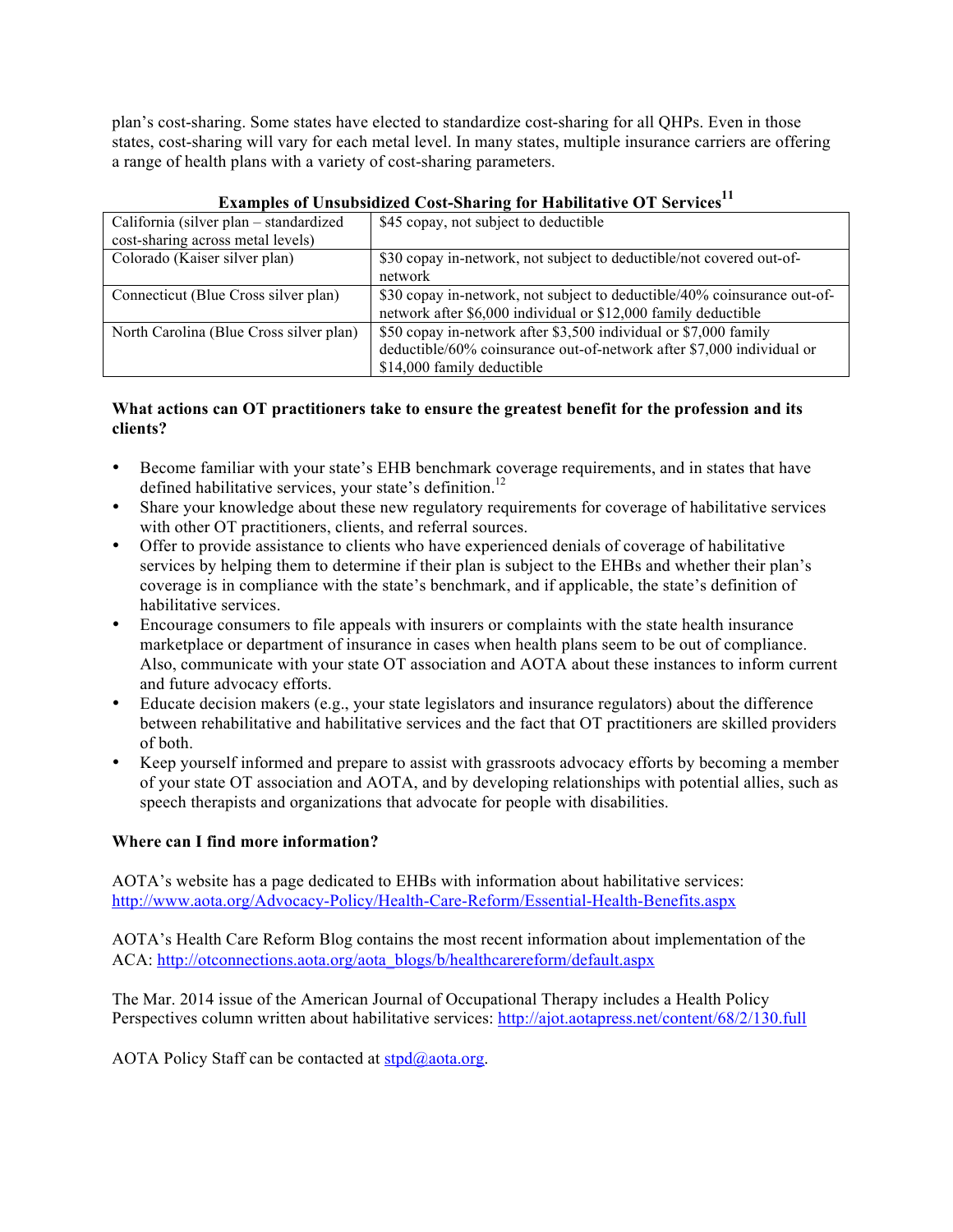plan's cost-sharing. Some states have elected to standardize cost-sharing for all QHPs. Even in those states, cost-sharing will vary for each metal level. In many states, multiple insurance carriers are offering a range of health plans with a variety of cost-sharing parameters.

**Examples of Unsubsidized Cost-Sharing for Habilitative OT Services**[11]

| | |
|---|---|
| California (silver plan – standardized cost-sharing across metal levels) | $45 copay, not subject to deductible |
| Colorado (Kaiser silver plan) | $30 copay in-network, not subject to deductible/not covered out-of-network |
| Connecticut (Blue Cross silver plan) | $30 copay in-network, not subject to deductible/40% coinsurance out-of-network after $6,000 individual or $12,000 family deductible |
| North Carolina (Blue Cross silver plan) | $50 copay in-network after $3,500 individual or $7,000 family deductible/60% coinsurance out-of-network after $7,000 individual or $14,000 family deductible |

**What actions can OT practitioners take to ensure the greatest benefit for the profession and its clients?**

- Become familiar with your state's EHB benchmark coverage requirements, and in states that have defined habilitative services, your state's definition.[12]
- Share your knowledge about these new regulatory requirements for coverage of habilitative services with other OT practitioners, clients, and referral sources.
- Offer to provide assistance to clients who have experienced denials of coverage of habilitative services by helping them to determine if their plan is subject to the EHBs and whether their plan's coverage is in compliance with the state's benchmark, and if applicable, the state's definition of habilitative services.
- Encourage consumers to file appeals with insurers or complaints with the state health insurance marketplace or department of insurance in cases when health plans seem to be out of compliance. Also, communicate with your state OT association and AOTA about these instances to inform current and future advocacy efforts.
- Educate decision makers (e.g., your state legislators and insurance regulators) about the difference between rehabilitative and habilitative services and the fact that OT practitioners are skilled providers of both.
- Keep yourself informed and prepare to assist with grassroots advocacy efforts by becoming a member of your state OT association and AOTA, and by developing relationships with potential allies, such as speech therapists and organizations that advocate for people with disabilities.

**Where can I find more information?**

AOTA's website has a page dedicated to EHBs with information about habilitative services: http://www.aota.org/Advocacy-Policy/Health-Care-Reform/Essential-Health-Benefits.aspx

AOTA's Health Care Reform Blog contains the most recent information about implementation of the ACA: http://otconnections.aota.org/aota_blogs/b/healthcarereform/default.aspx

The Mar. 2014 issue of the American Journal of Occupational Therapy includes a Health Policy Perspectives column written about habilitative services: http://ajot.aotapress.net/content/68/2/130.full

AOTA Policy Staff can be contacted at stpd@aota.org.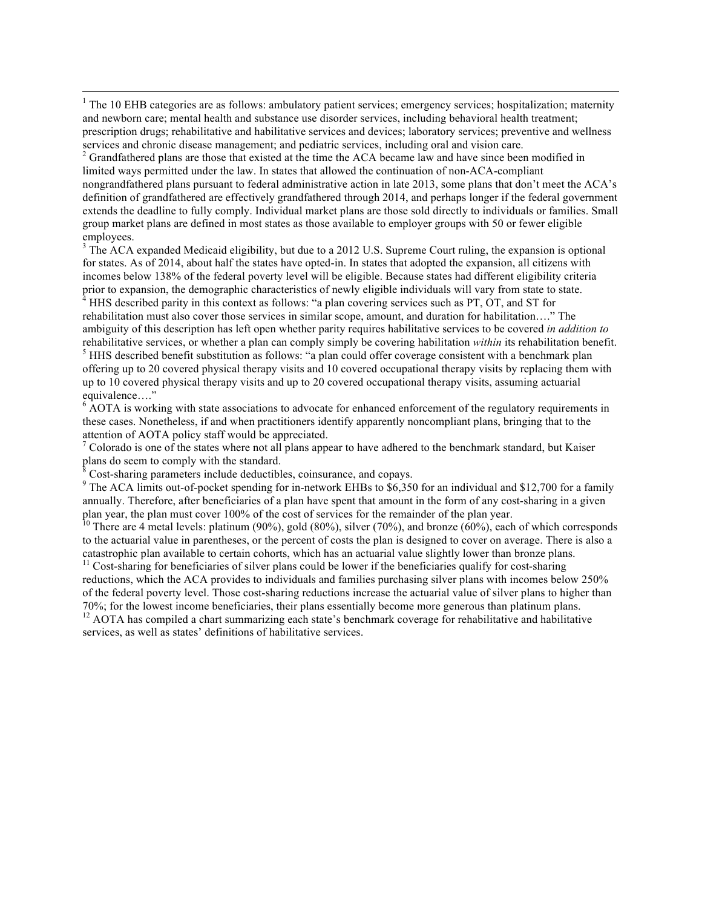[1] The 10 EHB categories are as follows: ambulatory patient services; emergency services; hospitalization; maternity and newborn care; mental health and substance use disorder services, including behavioral health treatment; prescription drugs; rehabilitative and habilitative services and devices; laboratory services; preventive and wellness services and chronic disease management; and pediatric services, including oral and vision care.

[2] Grandfathered plans are those that existed at the time the ACA became law and have since been modified in limited ways permitted under the law. In states that allowed the continuation of non-ACA-compliant nongrandfathered plans pursuant to federal administrative action in late 2013, some plans that don't meet the ACA's definition of grandfathered are effectively grandfathered through 2014, and perhaps longer if the federal government extends the deadline to fully comply. Individual market plans are those sold directly to individuals or families. Small group market plans are defined in most states as those available to employer groups with 50 or fewer eligible employees.

[3] The ACA expanded Medicaid eligibility, but due to a 2012 U.S. Supreme Court ruling, the expansion is optional for states. As of 2014, about half the states have opted-in. In states that adopted the expansion, all citizens with incomes below 138% of the federal poverty level will be eligible. Because states had different eligibility criteria prior to expansion, the demographic characteristics of newly eligible individuals will vary from state to state.

[4] HHS described parity in this context as follows: "a plan covering services such as PT, OT, and ST for rehabilitation must also cover those services in similar scope, amount, and duration for habilitation…." The ambiguity of this description has left open whether parity requires habilitative services to be covered *in addition to* rehabilitative services, or whether a plan can comply simply be covering habilitation *within* its rehabilitation benefit.

[5] HHS described benefit substitution as follows: "a plan could offer coverage consistent with a benchmark plan offering up to 20 covered physical therapy visits and 10 covered occupational therapy visits by replacing them with up to 10 covered physical therapy visits and up to 20 covered occupational therapy visits, assuming actuarial equivalence…."

[6] AOTA is working with state associations to advocate for enhanced enforcement of the regulatory requirements in these cases. Nonetheless, if and when practitioners identify apparently noncompliant plans, bringing that to the attention of AOTA policy staff would be appreciated.

[7] Colorado is one of the states where not all plans appear to have adhered to the benchmark standard, but Kaiser plans do seem to comply with the standard.

[8] Cost-sharing parameters include deductibles, coinsurance, and copays.

[9] The ACA limits out-of-pocket spending for in-network EHBs to $6,350 for an individual and $12,700 for a family annually. Therefore, after beneficiaries of a plan have spent that amount in the form of any cost-sharing in a given plan year, the plan must cover 100% of the cost of services for the remainder of the plan year.

[10] There are 4 metal levels: platinum (90%), gold (80%), silver (70%), and bronze (60%), each of which corresponds to the actuarial value in parentheses, or the percent of costs the plan is designed to cover on average. There is also a catastrophic plan available to certain cohorts, which has an actuarial value slightly lower than bronze plans.

[11] Cost-sharing for beneficiaries of silver plans could be lower if the beneficiaries qualify for cost-sharing reductions, which the ACA provides to individuals and families purchasing silver plans with incomes below 250% of the federal poverty level. Those cost-sharing reductions increase the actuarial value of silver plans to higher than 70%; for the lowest income beneficiaries, their plans essentially become more generous than platinum plans.

[12] AOTA has compiled a chart summarizing each state's benchmark coverage for rehabilitative and habilitative services, as well as states' definitions of habilitative services.